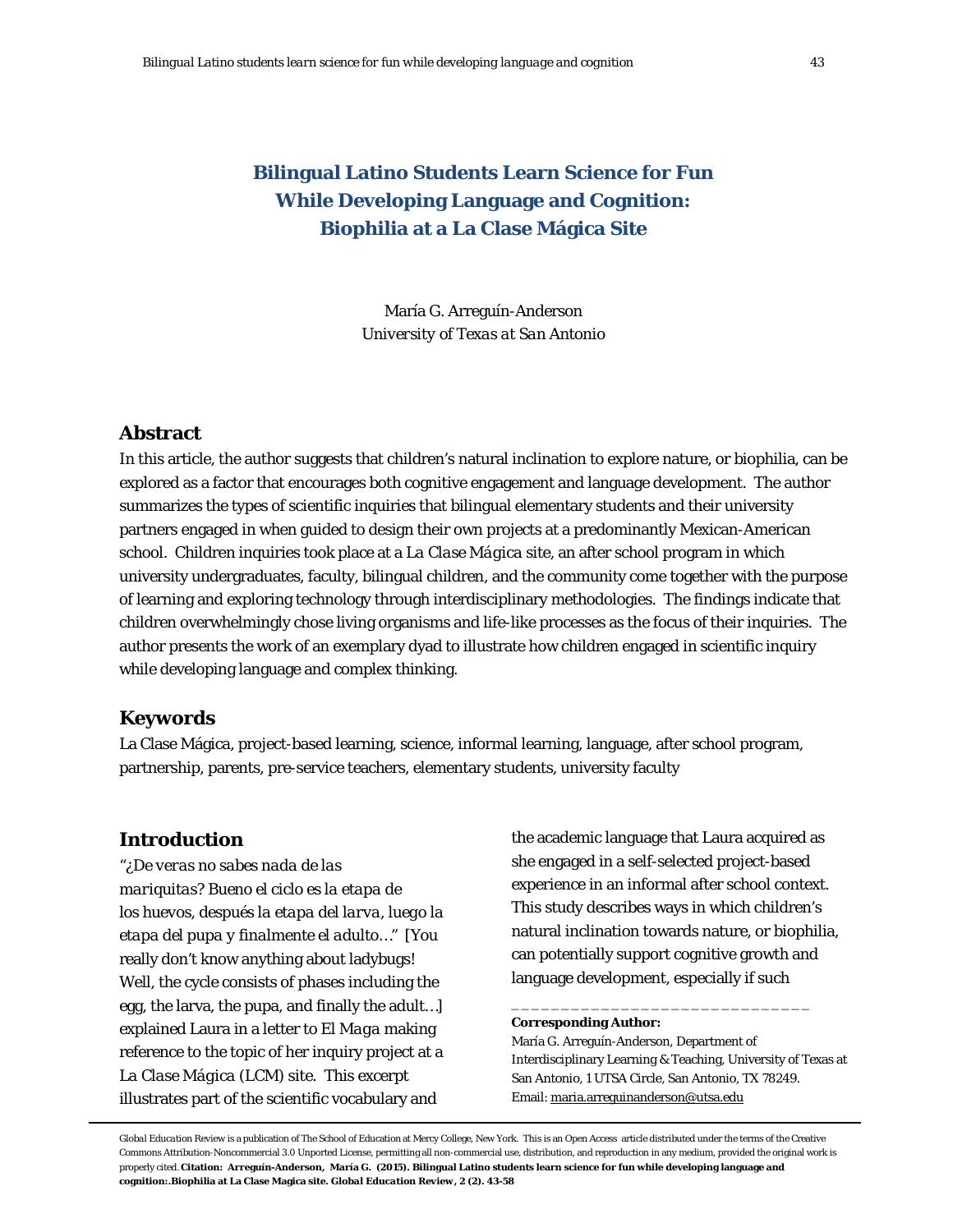# Bilingual Latino Students Learn Science for Fun While Developing Language and Cognition: Biophilia at a La Clase Mágica Site

María G. Arreguín-Anderson
*University of Texas at San Antonio*

## Abstract

In this article, the author suggests that children's natural inclination to explore nature, or biophilia, can be explored as a factor that encourages both cognitive engagement and language development. The author summarizes the types of scientific inquiries that bilingual elementary students and their university partners engaged in when guided to design their own projects at a predominantly Mexican-American school. Children inquiries took place at a *La Clase Mágica* site, an after school program in which university undergraduates, faculty, bilingual children, and the community come together with the purpose of learning and exploring technology through interdisciplinary methodologies. The findings indicate that children overwhelmingly chose living organisms and life-like processes as the focus of their inquiries. The author presents the work of an exemplary dyad to illustrate how children engaged in scientific inquiry while developing language and complex thinking.

## Keywords

La Clase Mágica, project-based learning, science, informal learning, language, after school program, partnership, parents, pre-service teachers, elementary students, university faculty

## Introduction

"*¿De veras no sabes nada de las mariquitas? Bueno el ciclo es la etapa de los huevos, después la etapa del larva, luego la etapa del pupa y finalmente el adulto…*" [You really don't know anything about ladybugs! Well, the cycle consists of phases including the egg, the larva, the pupa, and finally the adult…] explained Laura in a letter to *El Maga* making reference to the topic of her inquiry project at a *La Clase Mágica* (LCM) site. This excerpt illustrates part of the scientific vocabulary and the academic language that Laura acquired as she engaged in a self-selected project-based experience in an informal after school context. This study describes ways in which children's natural inclination towards nature, or biophilia, can potentially support cognitive growth and language development, especially if such

**Corresponding Author:**
María G. Arreguín-Anderson, Department of Interdisciplinary Learning & Teaching, University of Texas at San Antonio, 1 UTSA Circle, San Antonio, TX 78249.
Email: maria.arreguinanderson@utsa.edu

Global Education Review is a publication of The School of Education at Mercy College, New York. This is an Open Access article distributed under the terms of the Creative Commons Attribution-Noncommercial 3.0 Unported License, permitting all non-commercial use, distribution, and reproduction in any medium, provided the original work is properly cited. **Citation: Arreguín-Anderson, María G. (2015). Bilingual Latino students learn science for fun while developing language and cognition:.Biophilia at La Clase Magica site. *Global Education Review*, 2 (2). 43-58**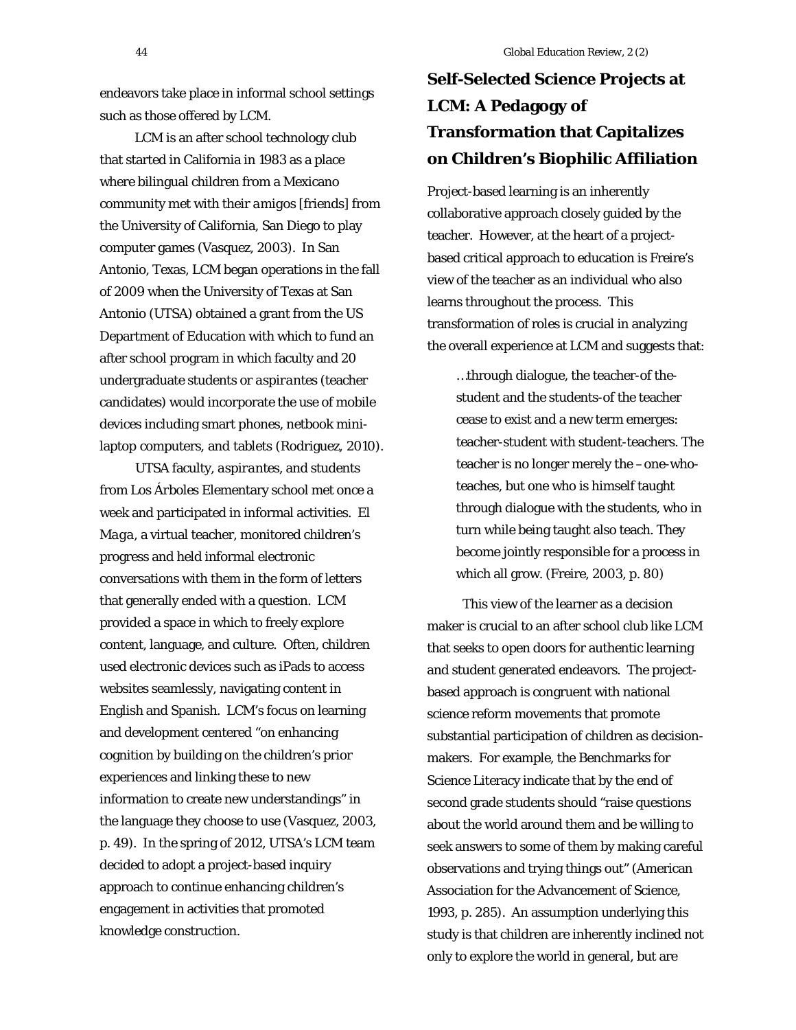endeavors take place in informal school settings such as those offered by LCM.

LCM is an after school technology club that started in California in 1983 as a place where bilingual children from a Mexicano community met with their *amigos* [friends] from the University of California, San Diego to play computer games (Vasquez, 2003). In San Antonio, Texas, LCM began operations in the fall of 2009 when the University of Texas at San Antonio (UTSA) obtained a grant from the US Department of Education with which to fund an after school program in which faculty and 20 undergraduate students or *aspirantes* (teacher candidates) would incorporate the use of mobile devices including smart phones, netbook mini-laptop computers, and tablets (Rodriguez, 2010).

UTSA faculty, *aspirantes*, and students from Los Árboles Elementary school met once a week and participated in informal activities. *El Maga*, a virtual teacher, monitored children's progress and held informal electronic conversations with them in the form of letters that generally ended with a question. LCM provided a space in which to freely explore content, language, and culture. Often, children used electronic devices such as iPads to access websites seamlessly, navigating content in English and Spanish. LCM's focus on learning and development centered "on enhancing cognition by building on the children's prior experiences and linking these to new information to create new understandings" in the language they choose to use (Vasquez, 2003, p. 49). In the spring of 2012, UTSA's LCM team decided to adopt a project-based inquiry approach to continue enhancing children's engagement in activities that promoted knowledge construction.

## Self-Selected Science Projects at LCM: A Pedagogy of Transformation that Capitalizes on Children's Biophilic Affiliation

Project-based learning is an inherently collaborative approach closely guided by the teacher. However, at the heart of a project-based critical approach to education is Freire's view of the teacher as an individual who also learns throughout the process. This transformation of roles is crucial in analyzing the overall experience at LCM and suggests that:

> …through dialogue, the teacher-of the-student and the students-of the teacher cease to exist and a new term emerges: teacher-student with student-teachers. The teacher is no longer merely the –one-who-teaches, but one who is himself taught through dialogue with the students, who in turn while being taught also teach. They become jointly responsible for a process in which all grow. (Freire, 2003, p. 80)

This view of the learner as a decision maker is crucial to an after school club like LCM that seeks to open doors for authentic learning and student generated endeavors. The project-based approach is congruent with national science reform movements that promote substantial participation of children as decision-makers. For example, the Benchmarks for Science Literacy indicate that by the end of second grade students should "raise questions about the world around them and be willing to seek answers to some of them by making careful observations and trying things out" (American Association for the Advancement of Science, 1993, p. 285). An assumption underlying this study is that children are inherently inclined not only to explore the world in general, but are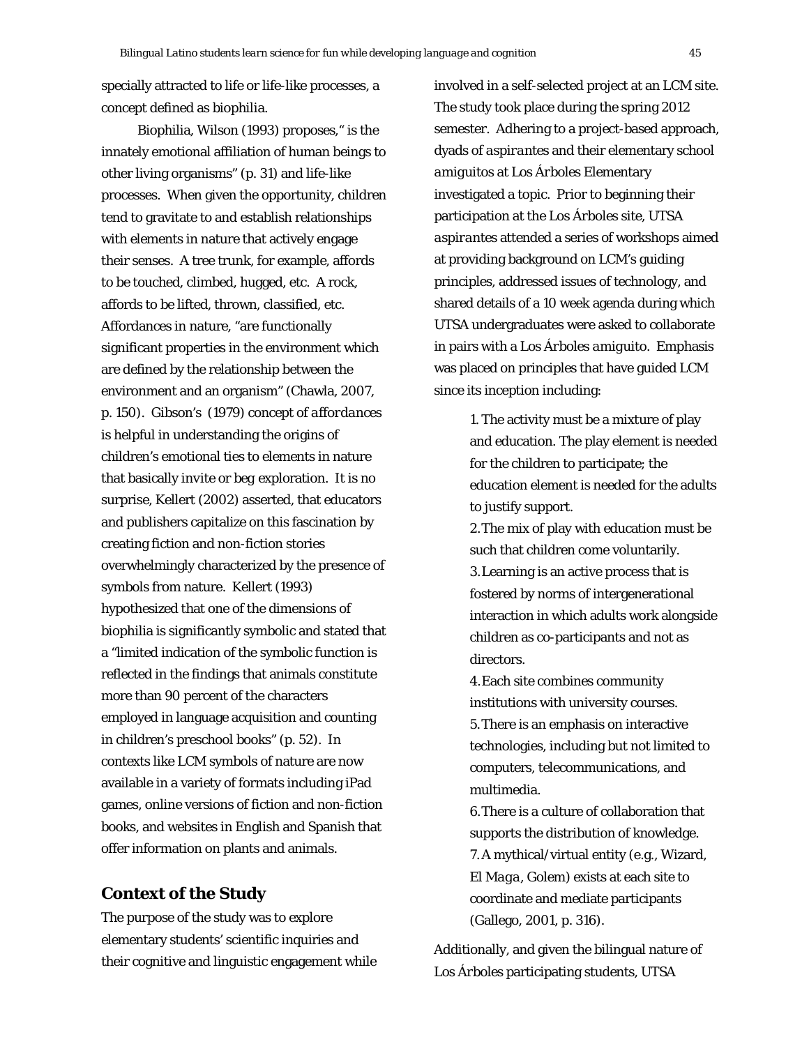specially attracted to life or life-like processes, a concept defined as biophilia.

Biophilia, Wilson (1993) proposes," is the innately emotional affiliation of human beings to other living organisms" (p. 31) and life-like processes. When given the opportunity, children tend to gravitate to and establish relationships with elements in nature that actively engage their senses. A tree trunk, for example, affords to be touched, climbed, hugged, etc. A rock, affords to be lifted, thrown, classified, etc. Affordances in nature, "are functionally significant properties in the environment which are defined by the relationship between the environment and an organism" (Chawla, 2007, p. 150). Gibson's (1979) concept of *affordances* is helpful in understanding the origins of children's emotional ties to elements in nature that basically invite or beg exploration. It is no surprise, Kellert (2002) asserted, that educators and publishers capitalize on this fascination by creating fiction and non-fiction stories overwhelmingly characterized by the presence of symbols from nature. Kellert (1993) hypothesized that one of the dimensions of biophilia is significantly symbolic and stated that a "limited indication of the symbolic function is reflected in the findings that animals constitute more than 90 percent of the characters employed in language acquisition and counting in children's preschool books" (p. 52). In contexts like LCM symbols of nature are now available in a variety of formats including iPad games, online versions of fiction and non-fiction books, and websites in English and Spanish that offer information on plants and animals.

## Context of the Study

The purpose of the study was to explore elementary students' scientific inquiries and their cognitive and linguistic engagement while involved in a self-selected project at an LCM site. The study took place during the spring 2012 semester. Adhering to a project-based approach, dyads of *aspirantes* and their elementary school *amiguitos* at Los Árboles Elementary investigated a topic. Prior to beginning their participation at the Los Árboles site, UTSA *aspirantes* attended a series of workshops aimed at providing background on LCM's guiding principles, addressed issues of technology, and shared details of a 10 week agenda during which UTSA undergraduates were asked to collaborate in pairs with a Los Árboles *amiguito*. Emphasis was placed on principles that have guided LCM since its inception including:

> 1. The activity must be a mixture of play and education. The play element is needed for the children to participate; the education element is needed for the adults to justify support.
> 2. The mix of play with education must be such that children come voluntarily.
> 3. Learning is an active process that is fostered by norms of intergenerational interaction in which adults work alongside children as co-participants and not as directors.
> 4. Each site combines community institutions with university courses.
> 5. There is an emphasis on interactive technologies, including but not limited to computers, telecommunications, and multimedia.
> 6. There is a culture of collaboration that supports the distribution of knowledge.
> 7. A mythical/virtual entity (e.g., Wizard, *El Maga*, Golem) exists at each site to coordinate and mediate participants (Gallego, 2001, p. 316).

Additionally, and given the bilingual nature of Los Árboles participating students, UTSA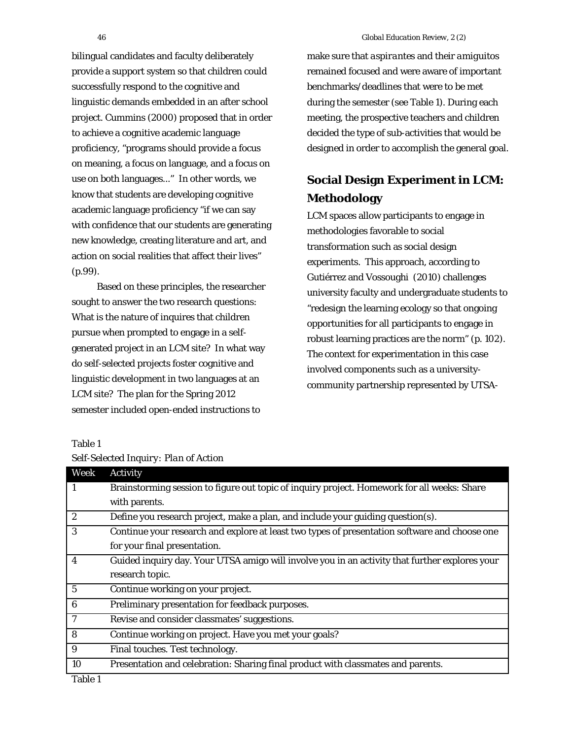bilingual candidates and faculty deliberately provide a support system so that children could successfully respond to the cognitive and linguistic demands embedded in an after school project. Cummins (2000) proposed that in order to achieve a cognitive academic language proficiency, "programs should provide a focus on meaning, a focus on language, and a focus on use on both languages..." In other words, we know that students are developing cognitive academic language proficiency "if we can say with confidence that our students are generating new knowledge, creating literature and art, and action on social realities that affect their lives" (p.99).

Based on these principles, the researcher sought to answer the two research questions: What is the nature of inquires that children pursue when prompted to engage in a self-generated project in an LCM site? In what way do self-selected projects foster cognitive and linguistic development in two languages at an LCM site? The plan for the Spring 2012 semester included open-ended instructions to make sure that *aspirantes* and their *amiguitos* remained focused and were aware of important benchmarks/deadlines that were to be met during the semester (see Table 1). During each meeting, the prospective teachers and children decided the type of sub-activities that would be designed in order to accomplish the general goal.

## Social Design Experiment in LCM: Methodology

LCM spaces allow participants to engage in methodologies favorable to social transformation such as social design experiments. This approach, according to Gutiérrez and Vossoughi (2010) challenges university faculty and undergraduate students to "redesign the learning ecology so that ongoing opportunities for all participants to engage in robust learning practices are the norm" (p. 102). The context for experimentation in this case involved components such as a university-community partnership represented by UTSA-

Table 1

*Self-Selected Inquiry: Plan of Action*

| Week | Activity |
|---|---|
| 1 | Brainstorming session to figure out topic of inquiry project. Homework for all weeks: Share with parents. |
| 2 | Define you research project, make a plan, and include your guiding question(s). |
| 3 | Continue your research and explore at least two types of presentation software and choose one for your final presentation. |
| 4 | Guided inquiry day. Your UTSA amigo will involve you in an activity that further explores your research topic. |
| 5 | Continue working on your project. |
| 6 | Preliminary presentation for feedback purposes. |
| 7 | Revise and consider classmates' suggestions. |
| 8 | Continue working on project. Have you met your goals? |
| 9 | Final touches. Test technology. |
| 10 | Presentation and celebration: Sharing final product with classmates and parents. |

Table 1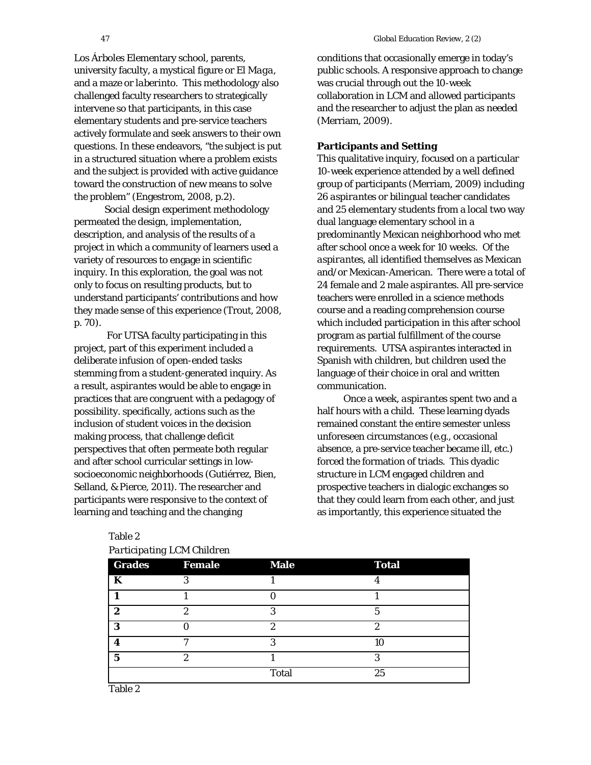Los Árboles Elementary school, parents, university faculty, a mystical figure or *El Maga*, and a maze or *laberinto*. This methodology also challenged faculty researchers to strategically intervene so that participants, in this case elementary students and pre-service teachers actively formulate and seek answers to their own questions. In these endeavors, "the subject is put in a structured situation where a problem exists and the subject is provided with active guidance toward the construction of new means to solve the problem" (Engestrom, 2008, p.2).

Social design experiment methodology permeated the design, implementation, description, and analysis of the results of a project in which a community of learners used a variety of resources to engage in scientific inquiry. In this exploration, the goal was not only to focus on resulting products, but to understand participants' contributions and how they made sense of this experience (Trout, 2008, p. 70).

For UTSA faculty participating in this project, part of this experiment included a deliberate infusion of open-ended tasks stemming from a student-generated inquiry. As a result, *aspirantes* would be able to engage in practices that are congruent with a pedagogy of possibility. specifically, actions such as the inclusion of student voices in the decision making process, that challenge deficit perspectives that often permeate both regular and after school curricular settings in low-socioeconomic neighborhoods (Gutiérrez, Bien, Selland, & Pierce, 2011). The researcher and participants were responsive to the context of learning and teaching and the changing conditions that occasionally emerge in today's public schools. A responsive approach to change was crucial through out the 10-week collaboration in LCM and allowed participants and the researcher to adjust the plan as needed (Merriam, 2009).

**Participants and Setting**

This qualitative inquiry, focused on a particular 10-week experience attended by a well defined group of participants (Merriam, 2009) including 26 *aspirantes* or bilingual teacher candidates and 25 elementary students from a local two way dual language elementary school in a predominantly Mexican neighborhood who met after school once a week for 10 weeks. Of the *aspirantes*, all identified themselves as Mexican and/or Mexican-American. There were a total of 24 female and 2 male *aspirantes*. All pre-service teachers were enrolled in a science methods course and a reading comprehension course which included participation in this after school program as partial fulfillment of the course requirements. UTSA *aspirantes* interacted in Spanish with children, but children used the language of their choice in oral and written communication.

Once a week, *aspirantes* spent two and a half hours with a child. These learning dyads remained constant the entire semester unless unforeseen circumstances (e.g., occasional absence, a pre-service teacher became ill, etc.) forced the formation of triads. This dyadic structure in LCM engaged children and prospective teachers in dialogic exchanges so that they could learn from each other, and just as importantly, this experience situated the

Table 2
*Participating LCM Children*

| Grades | Female | Male | Total |
|---|---|---|---|
| **K** | 3 | 1 | 4 |
| **1** | 1 | 0 | 1 |
| **2** | 2 | 3 | 5 |
| **3** | 0 | 2 | 2 |
| **4** | 7 | 3 | 10 |
| **5** | 2 | 1 | 3 |
| | | Total | 25 |

Table 2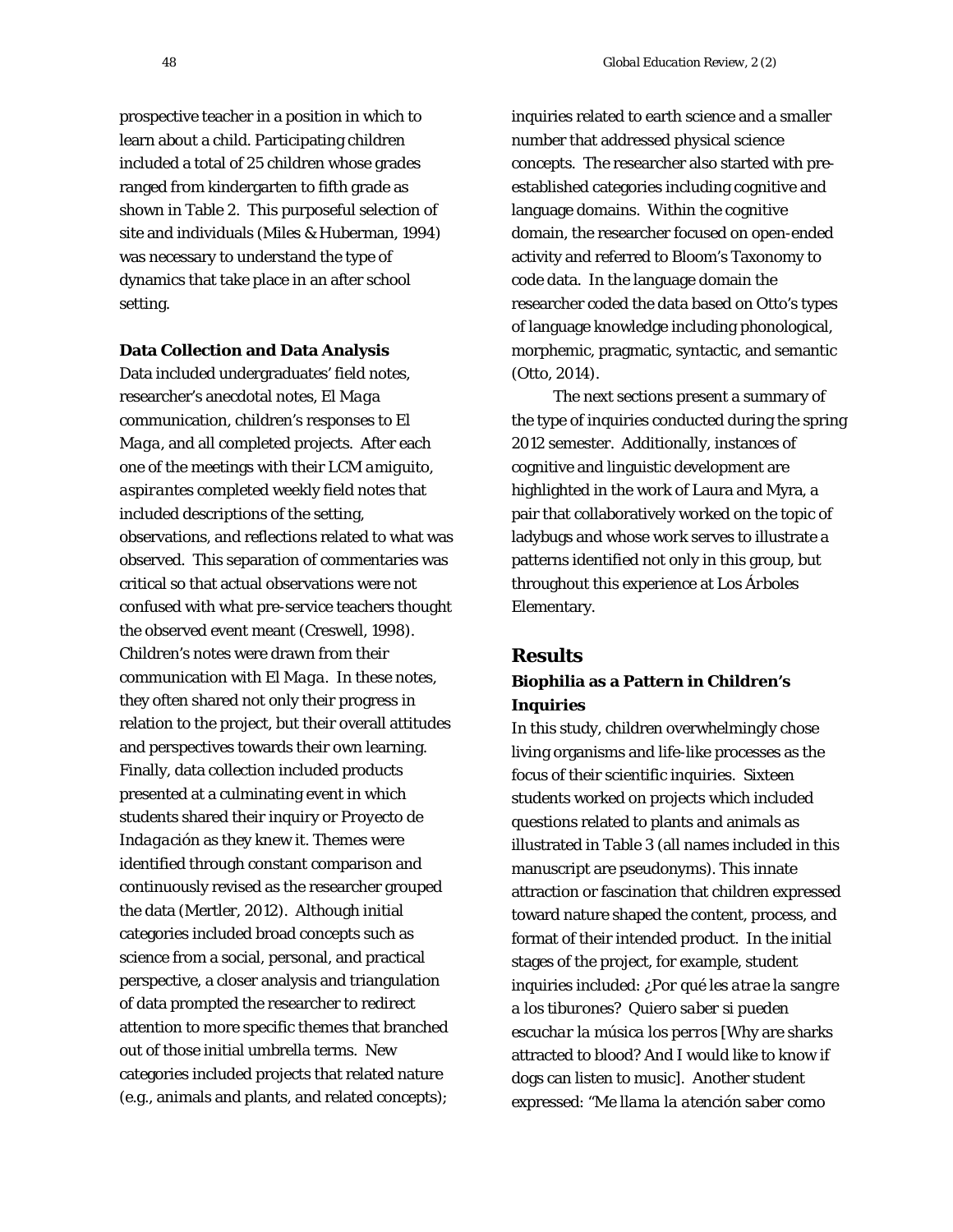prospective teacher in a position in which to learn about a child. Participating children included a total of 25 children whose grades ranged from kindergarten to fifth grade as shown in Table 2. This purposeful selection of site and individuals (Miles & Huberman, 1994) was necessary to understand the type of dynamics that take place in an after school setting.

**Data Collection and Data Analysis**

Data included undergraduates' field notes, researcher's anecdotal notes, *El Maga* communication, children's responses to *El Maga*, and all completed projects. After each one of the meetings with their LCM *amiguito*, *aspirantes* completed weekly field notes that included descriptions of the setting, observations, and reflections related to what was observed. This separation of commentaries was critical so that actual observations were not confused with what pre-service teachers thought the observed event meant (Creswell, 1998). Children's notes were drawn from their communication with *El Maga*. In these notes, they often shared not only their progress in relation to the project, but their overall attitudes and perspectives towards their own learning. Finally, data collection included products presented at a culminating event in which students shared their inquiry or *Proyecto de Indagación* as they knew it. Themes were identified through constant comparison and continuously revised as the researcher grouped the data (Mertler, 2012). Although initial categories included broad concepts such as science from a social, personal, and practical perspective, a closer analysis and triangulation of data prompted the researcher to redirect attention to more specific themes that branched out of those initial umbrella terms. New categories included projects that related nature (e.g., animals and plants, and related concepts); inquiries related to earth science and a smaller number that addressed physical science concepts. The researcher also started with pre-established categories including cognitive and language domains. Within the cognitive domain, the researcher focused on open-ended activity and referred to Bloom's Taxonomy to code data. In the language domain the researcher coded the data based on Otto's types of language knowledge including phonological, morphemic, pragmatic, syntactic, and semantic (Otto, 2014).

The next sections present a summary of the type of inquiries conducted during the spring 2012 semester. Additionally, instances of cognitive and linguistic development are highlighted in the work of Laura and Myra, a pair that collaboratively worked on the topic of ladybugs and whose work serves to illustrate a patterns identified not only in this group, but throughout this experience at Los Árboles Elementary.

## Results

### Biophilia as a Pattern in Children's Inquiries

In this study, children overwhelmingly chose living organisms and life-like processes as the focus of their scientific inquiries. Sixteen students worked on projects which included questions related to plants and animals as illustrated in Table 3 (all names included in this manuscript are pseudonyms). This innate attraction or fascination that children expressed toward nature shaped the content, process, and format of their intended product. In the initial stages of the project, for example, student inquiries included: *¿Por qué les atrae la sangre a los tiburones? Quiero saber si pueden escuchar la música los perros* [Why are sharks attracted to blood? And I would like to know if dogs can listen to music]. Another student expressed: *"Me llama la atención saber como*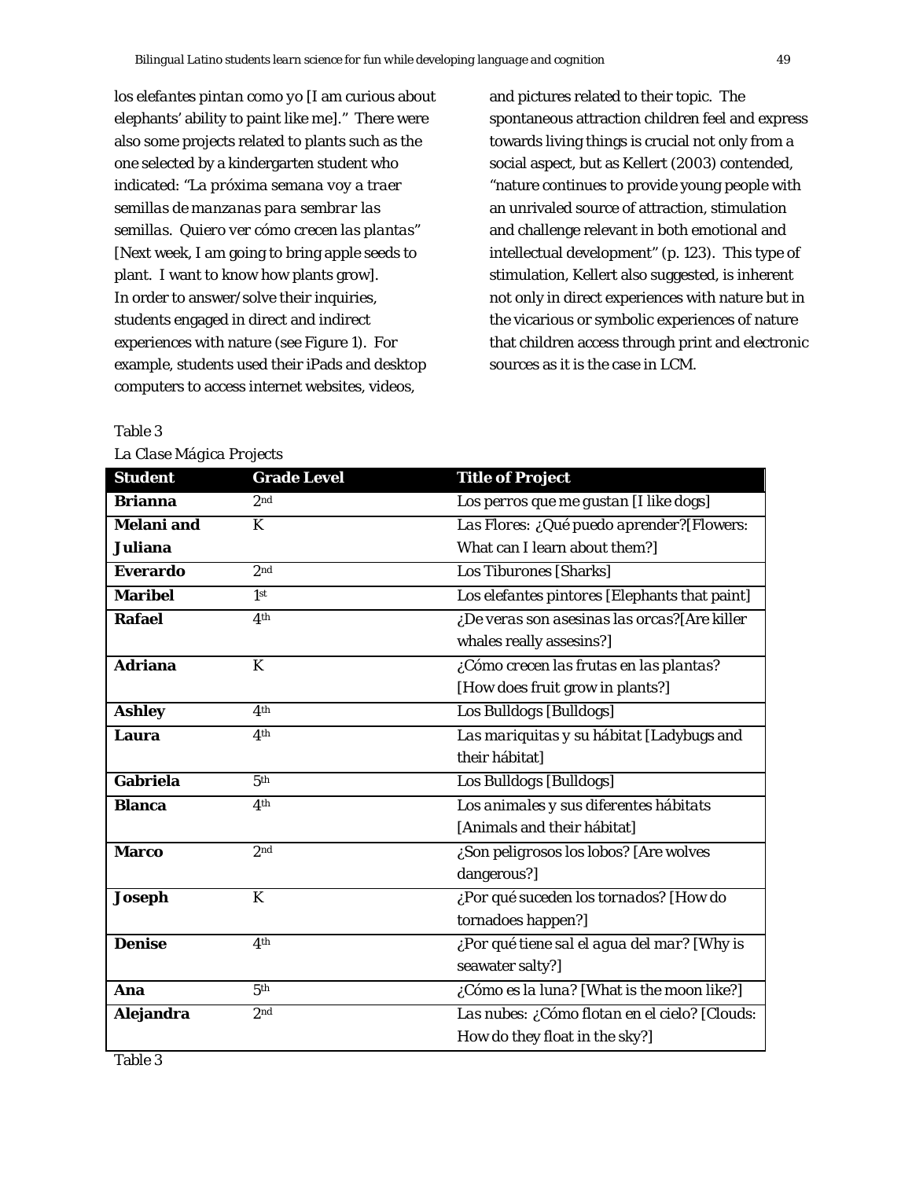*los elefantes pintan como yo* [I am curious about elephants' ability to paint like me]." There were also some projects related to plants such as the one selected by a kindergarten student who indicated: "*La próxima semana voy a traer semillas de manzanas para sembrar las semillas. Quiero ver cómo crecen las plantas*" [Next week, I am going to bring apple seeds to plant. I want to know how plants grow]. In order to answer/solve their inquiries, students engaged in direct and indirect experiences with nature (see Figure 1). For example, students used their iPads and desktop computers to access internet websites, videos, and pictures related to their topic. The spontaneous attraction children feel and express towards living things is crucial not only from a social aspect, but as Kellert (2003) contended, "nature continues to provide young people with an unrivaled source of attraction, stimulation and challenge relevant in both emotional and intellectual development" (p. 123). This type of stimulation, Kellert also suggested, is inherent not only in direct experiences with nature but in the vicarious or symbolic experiences of nature that children access through print and electronic sources as it is the case in LCM.

Table 3

*La Clase Mágica Projects*

| Student | Grade Level | Title of Project |
|---|---|---|
| **Brianna** | 2nd | *Los perros que me gustan* [I like dogs] |
| **Melani and Juliana** | K | *Las Flores: ¿Qué puedo aprender?*[Flowers: What can I learn about them?] |
| **Everardo** | 2nd | *Los Tiburones* [Sharks] |
| **Maribel** | 1st | *Los elefantes pintores* [Elephants that paint] |
| **Rafael** | 4th | *¿De veras son asesinas las orcas?*[Are killer whales really assesins?] |
| **Adriana** | K | *¿Cómo crecen las frutas en las plantas?* [How does fruit grow in plants?] |
| **Ashley** | 4th | *Los Bulldogs* [Bulldogs] |
| **Laura** | 4th | *Las mariquitas y su hábitat* [Ladybugs and their hábitat] |
| **Gabriela** | 5th | *Los Bulldogs* [Bulldogs] |
| **Blanca** | 4th | *Los animales y sus diferentes hábitats* [Animals and their hábitat] |
| **Marco** | 2nd | *¿Son peligrosos los lobos?* [Are wolves dangerous?] |
| **Joseph** | K | *¿Por qué suceden los tornados?* [How do tornadoes happen?] |
| **Denise** | 4th | *¿Por qué tiene sal el agua del mar?* [Why is seawater salty?] |
| **Ana** | 5th | *¿Cómo es la luna?* [What is the moon like?] |
| **Alejandra** | 2nd | *Las nubes: ¿Cómo flotan en el cielo?* [Clouds: How do they float in the sky?] |

Table 3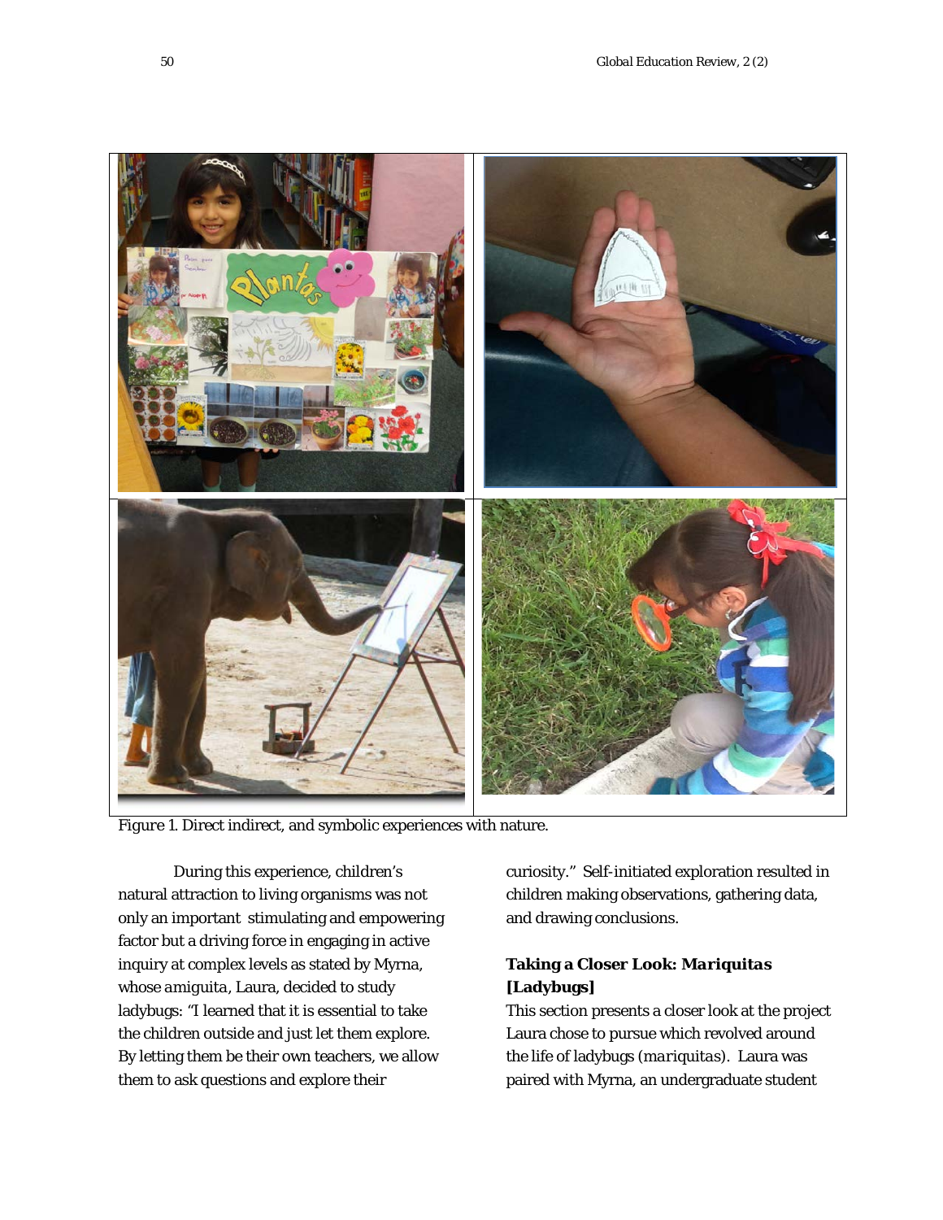*Figure 1.* Direct indirect, and symbolic experiences with nature.

During this experience, children's natural attraction to living organisms was not only an important stimulating and empowering factor but a driving force in engaging in active inquiry at complex levels as stated by Myrna, whose *amiguita*, Laura, decided to study ladybugs: "I learned that it is essential to take the children outside and just let them explore. By letting them be their own teachers, we allow them to ask questions and explore their curiosity." Self-initiated exploration resulted in children making observations, gathering data, and drawing conclusions.

### Taking a Closer Look: *Mariquitas* [Ladybugs]

This section presents a closer look at the project Laura chose to pursue which revolved around the life of ladybugs (*mariquitas*). Laura was paired with Myrna, an undergraduate student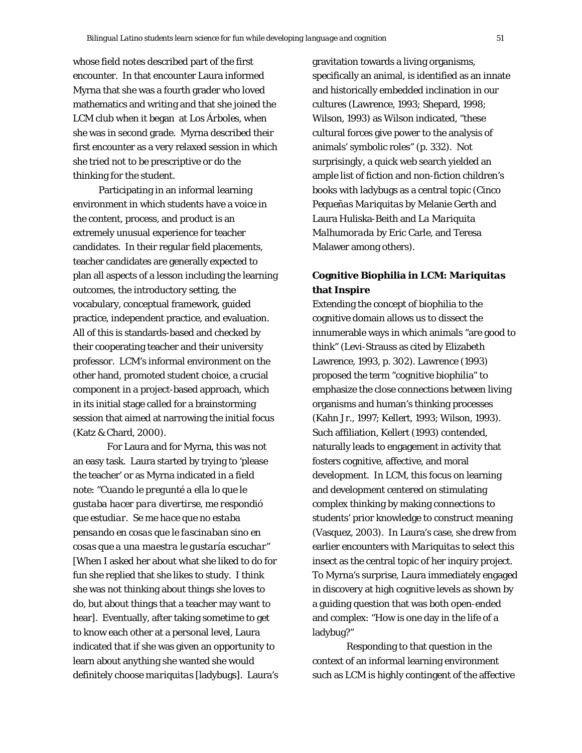whose field notes described part of the first encounter. In that encounter Laura informed Myrna that she was a fourth grader who loved mathematics and writing and that she joined the LCM club when it began at Los Árboles, when she was in second grade. Myrna described their first encounter as a very relaxed session in which she tried not to be prescriptive or do the thinking for the student.

Participating in an informal learning environment in which students have a voice in the content, process, and product is an extremely unusual experience for teacher candidates. In their regular field placements, teacher candidates are generally expected to plan all aspects of a lesson including the learning outcomes, the introductory setting, the vocabulary, conceptual framework, guided practice, independent practice, and evaluation. All of this is standards-based and checked by their cooperating teacher and their university professor. LCM's informal environment on the other hand, promoted student choice, a crucial component in a project-based approach, which in its initial stage called for a brainstorming session that aimed at narrowing the initial focus (Katz & Chard, 2000).

For Laura and for Myrna, this was not an easy task. Laura started by trying to 'please the teacher' or as Myrna indicated in a field note: "*Cuando le pregunté a ella lo que le gustaba hacer para divertirse, me respondió que estudiar. Se me hace que no estaba pensando en cosas que le fascinaban sino en cosas que a una maestra le gustaría escuchar*" [When I asked her about what she liked to do for fun she replied that she likes to study. I think she was not thinking about things she loves to do, but about things that a teacher may want to hear]. Eventually, after taking sometime to get to know each other at a personal level, Laura indicated that if she was given an opportunity to learn about anything she wanted she would definitely choose *mariquitas* [ladybugs]. Laura's gravitation towards a living organisms, specifically an animal, is identified as an innate and historically embedded inclination in our cultures (Lawrence, 1993; Shepard, 1998; Wilson, 1993) as Wilson indicated, "these cultural forces give power to the analysis of animals' symbolic roles" (p. 332). Not surprisingly, a quick web search yielded an ample list of fiction and non-fiction children's books with ladybugs as a central topic (*Cinco Pequeñas Mariquitas* by Melanie Gerth and Laura Huliska-Beith and *La Mariquita Malhumorada* by Eric Carle, and Teresa Malawer among others).

### Cognitive Biophilia in LCM: *Mariquitas* that Inspire

Extending the concept of biophilia to the cognitive domain allows us to dissect the innumerable ways in which animals "are good to think" (Levi-Strauss as cited by Elizabeth Lawrence, 1993, p. 302). Lawrence (1993) proposed the term "cognitive biophilia" to emphasize the close connections between living organisms and human's thinking processes (Kahn Jr., 1997; Kellert, 1993; Wilson, 1993). Such affiliation, Kellert (1993) contended, naturally leads to engagement in activity that fosters cognitive, affective, and moral development. In LCM, this focus on learning and development centered on stimulating complex thinking by making connections to students' prior knowledge to construct meaning (Vasquez, 2003). In Laura's case, she drew from earlier encounters with *Mariquitas* to select this insect as the central topic of her inquiry project. To Myrna's surprise, Laura immediately engaged in discovery at high cognitive levels as shown by a guiding question that was both open-ended and complex: "How is one day in the life of a ladybug?"

Responding to that question in the context of an informal learning environment such as LCM is highly contingent of the affective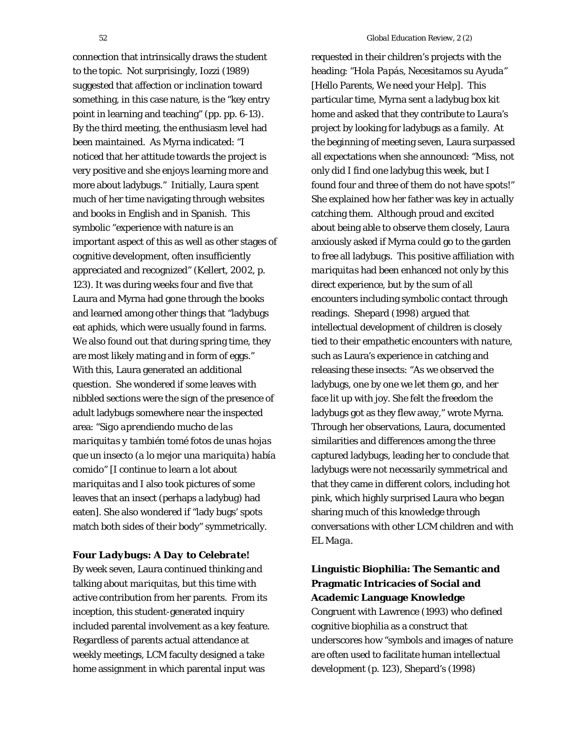connection that intrinsically draws the student to the topic. Not surprisingly, Iozzi (1989) suggested that affection or inclination toward something, in this case nature, is the "key entry point in learning and teaching" (pp. pp. 6-13). By the third meeting, the enthusiasm level had been maintained. As Myrna indicated: "I noticed that her attitude towards the project is very positive and she enjoys learning more and more about ladybugs." Initially, Laura spent much of her time navigating through websites and books in English and in Spanish. This symbolic "experience with nature is an important aspect of this as well as other stages of cognitive development, often insufficiently appreciated and recognized" (Kellert, 2002, p. 123). It was during weeks four and five that Laura and Myrna had gone through the books and learned among other things that "ladybugs eat aphids, which were usually found in farms. We also found out that during spring time, they are most likely mating and in form of eggs." With this, Laura generated an additional question. She wondered if some leaves with nibbled sections were the sign of the presence of adult ladybugs somewhere near the inspected area: "*Sigo aprendiendo mucho de las mariquitas y también tomé fotos de unas hojas que un insecto (a lo mejor una mariquita) había comido*" [I continue to learn a lot about *mariquitas* and I also took pictures of some leaves that an insect (perhaps a ladybug) had eaten]. She also wondered if "lady bugs' spots match both sides of their body" symmetrically.

### *Four Ladybugs: A Day to Celebrate!*

By week seven, Laura continued thinking and talking about *mariquitas*, but this time with active contribution from her parents. From its inception, this student-generated inquiry included parental involvement as a key feature. Regardless of parents actual attendance at weekly meetings, LCM faculty designed a take home assignment in which parental input was requested in their children's projects with the heading: "*Hola Papás, Necesitamos su Ayuda*" [Hello Parents, We need your Help]. This particular time, Myrna sent a ladybug box kit home and asked that they contribute to Laura's project by looking for ladybugs as a family. At the beginning of meeting seven, Laura surpassed all expectations when she announced: "Miss, not only did I find one ladybug this week, but I found four and three of them do not have spots!" She explained how her father was key in actually catching them. Although proud and excited about being able to observe them closely, Laura anxiously asked if Myrna could go to the garden to free all ladybugs. This positive affiliation with *mariquitas* had been enhanced not only by this direct experience, but by the sum of all encounters including symbolic contact through readings. Shepard (1998) argued that intellectual development of children is closely tied to their empathetic encounters with nature, such as Laura's experience in catching and releasing these insects: "As we observed the ladybugs, one by one we let them go, and her face lit up with joy. She felt the freedom the ladybugs got as they flew away," wrote Myrna. Through her observations, Laura, documented similarities and differences among the three captured ladybugs, leading her to conclude that ladybugs were not necessarily symmetrical and that they came in different colors, including hot pink, which highly surprised Laura who began sharing much of this knowledge through conversations with other LCM children and with *EL Maga*.

### Linguistic Biophilia: The Semantic and Pragmatic Intricacies of Social and Academic Language Knowledge

Congruent with Lawrence (1993) who defined cognitive biophilia as a construct that underscores how "symbols and images of nature are often used to facilitate human intellectual development (p. 123), Shepard's (1998)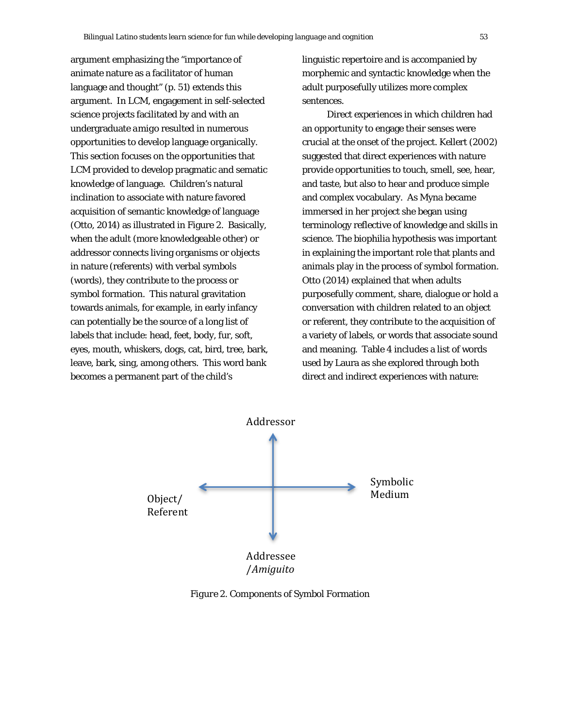argument emphasizing the "importance of animate nature as a facilitator of human language and thought" (p. 51) extends this argument. In LCM, engagement in self-selected science projects facilitated by and with an undergraduate amigo resulted in numerous opportunities to develop language organically. This section focuses on the opportunities that LCM provided to develop pragmatic and sematic knowledge of language. Children's natural inclination to associate with nature favored acquisition of semantic knowledge of language (Otto, 2014) as illustrated in Figure 2. Basically, when the adult (more knowledgeable other) or addressor connects living organisms or objects in nature (referents) with verbal symbols (words), they contribute to the process or symbol formation. This natural gravitation towards animals, for example, in early infancy can potentially be the source of a long list of labels that include: head, feet, body, fur, soft, eyes, mouth, whiskers, dogs, cat, bird, tree, bark, leave, bark, sing, among others. This word bank becomes a permanent part of the child's linguistic repertoire and is accompanied by morphemic and syntactic knowledge when the adult purposefully utilizes more complex sentences.

Direct experiences in which children had an opportunity to engage their senses were crucial at the onset of the project. Kellert (2002) suggested that direct experiences with nature provide opportunities to touch, smell, see, hear, and taste, but also to hear and produce simple and complex vocabulary. As Myna became immersed in her project she began using terminology reflective of knowledge and skills in science. The biophilia hypothesis was important in explaining the important role that plants and animals play in the process of symbol formation. Otto (2014) explained that when adults purposefully comment, share, dialogue or hold a conversation with children related to an object or referent, they contribute to the acquisition of a variety of labels, or words that associate sound and meaning. Table 4 includes a list of words used by Laura as she explored through both direct and indirect experiences with nature:

Addressor

Object/ Referent

Symbolic Medium

Addressee /*Amiguito*

Figure 2. Components of Symbol Formation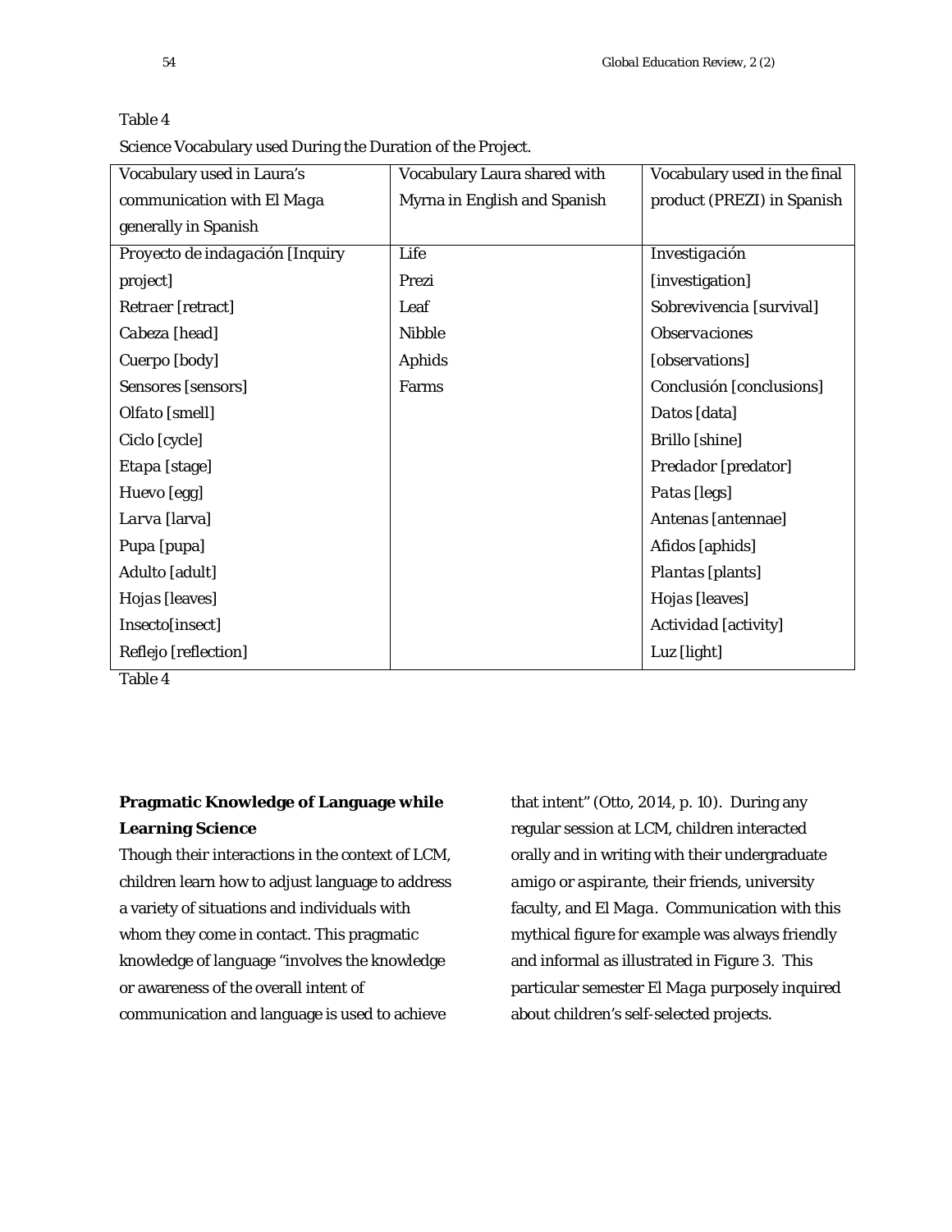Table 4

Science Vocabulary used During the Duration of the Project.

| Vocabulary used in Laura's communication with *El Maga* generally in Spanish | Vocabulary Laura shared with Myrna in English and Spanish | Vocabulary used in the final product (PREZI) in Spanish |
|---|---|---|
| *Proyecto de indagación* [Inquiry project] | Life | *Investigación* [investigation] |
| *Retraer* [retract] | Prezi | *Sobrevivencia* [survival] |
| *Cabeza* [head] | Leaf | *Observaciones* [observations] |
| *Cuerpo* [body] | Nibble | *Conclusión* [conclusions] |
| *Sensores* [sensors] | Aphids | *Datos* [data] |
| *Olfato* [smell] | Farms | *Brillo* [shine] |
| *Ciclo* [cycle] | | *Predador* [predator] |
| *Etapa* [stage] | | *Patas* [legs] |
| *Huevo* [egg] | | *Antenas* [antennae] |
| *Larva* [larva] | | *Afidos* [aphids] |
| *Pupa* [pupa] | | *Plantas* [plants] |
| *Adulto* [adult] | | *Hojas* [leaves] |
| *Hojas* [leaves] | | *Actividad* [activity] |
| *Insecto*[insect] | | *Luz* [light] |
| *Reflejo* [reflection] | | |

Table 4

**Pragmatic Knowledge of Language while Learning Science**

Though their interactions in the context of LCM, children learn how to adjust language to address a variety of situations and individuals with whom they come in contact. This pragmatic knowledge of language "involves the knowledge or awareness of the overall intent of communication and language is used to achieve that intent" (Otto, 2014, p. 10). During any regular session at LCM, children interacted orally and in writing with their undergraduate *amigo* or *aspirante*, their friends, university faculty, and *El Maga*. Communication with this mythical figure for example was always friendly and informal as illustrated in Figure 3. This particular semester *El Maga* purposely inquired about children's self-selected projects.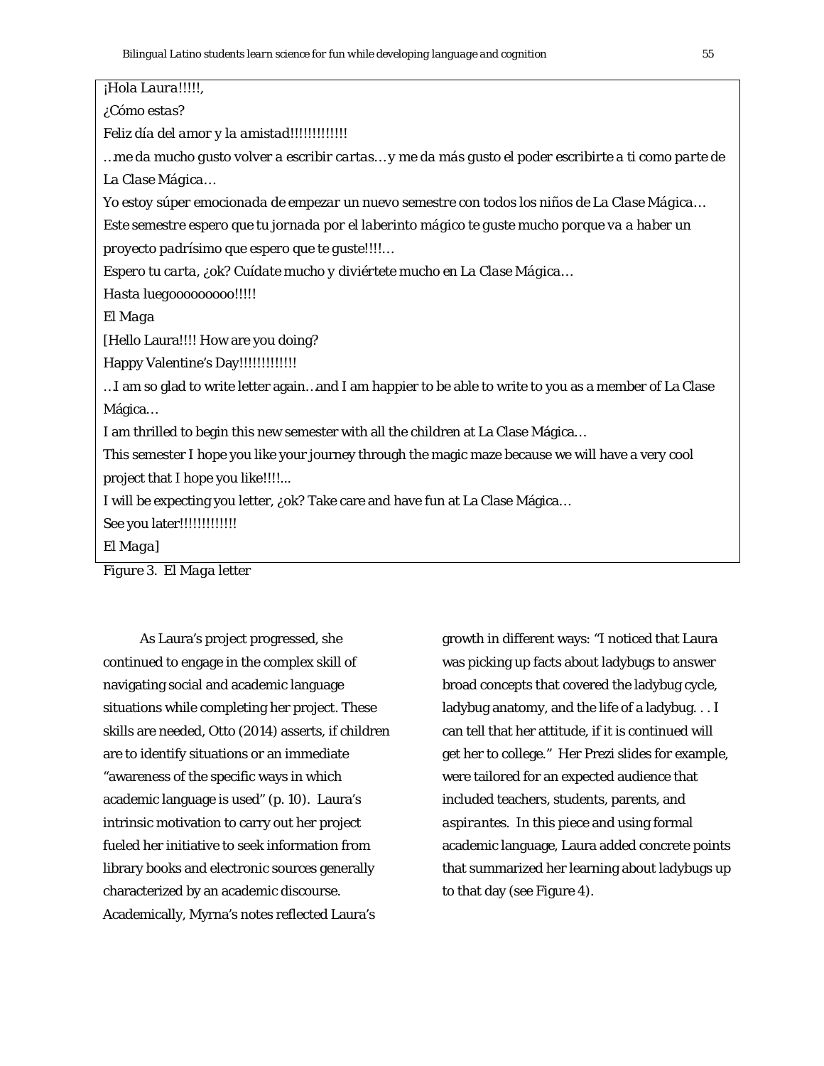¡Hola Laura!!!!!,

¿Cómo estas?

Feliz día del amor y la amistad!!!!!!!!!!!!!

…me da mucho gusto volver a escribir cartas… y me da más gusto el poder escribirte a ti como parte de La Clase Mágica…

Yo estoy súper emocionada de empezar un nuevo semestre con todos los niños de La Clase Mágica…

Este semestre espero que tu jornada por el laberinto mágico te guste mucho porque va a haber un proyecto padrísimo que espero que te guste!!!!…

Espero tu carta, ¿ok? Cuídate mucho y diviértete mucho en La Clase Mágica…

Hasta luegooooooooo!!!!!

El Maga

[Hello Laura!!!! How are you doing?

Happy Valentine's Day!!!!!!!!!!!!!

…I am so glad to write letter again…and I am happier to be able to write to you as a member of La Clase Mágica…

I am thrilled to begin this new semester with all the children at La Clase Mágica…

This semester I hope you like your journey through the magic maze because we will have a very cool project that I hope you like!!!!...

I will be expecting you letter, ¿ok? Take care and have fun at La Clase Mágica…

See you later!!!!!!!!!!!!!

El Maga]

*Figure 3.* El Maga letter

As Laura's project progressed, she continued to engage in the complex skill of navigating social and academic language situations while completing her project. These skills are needed, Otto (2014) asserts, if children are to identify situations or an immediate "awareness of the specific ways in which academic language is used" (p. 10). Laura's intrinsic motivation to carry out her project fueled her initiative to seek information from library books and electronic sources generally characterized by an academic discourse. Academically, Myrna's notes reflected Laura's growth in different ways: "I noticed that Laura was picking up facts about ladybugs to answer broad concepts that covered the ladybug cycle, ladybug anatomy, and the life of a ladybug. . . I can tell that her attitude, if it is continued will get her to college." Her Prezi slides for example, were tailored for an expected audience that included teachers, students, parents, and *aspirantes*. In this piece and using formal academic language, Laura added concrete points that summarized her learning about ladybugs up to that day (see Figure 4).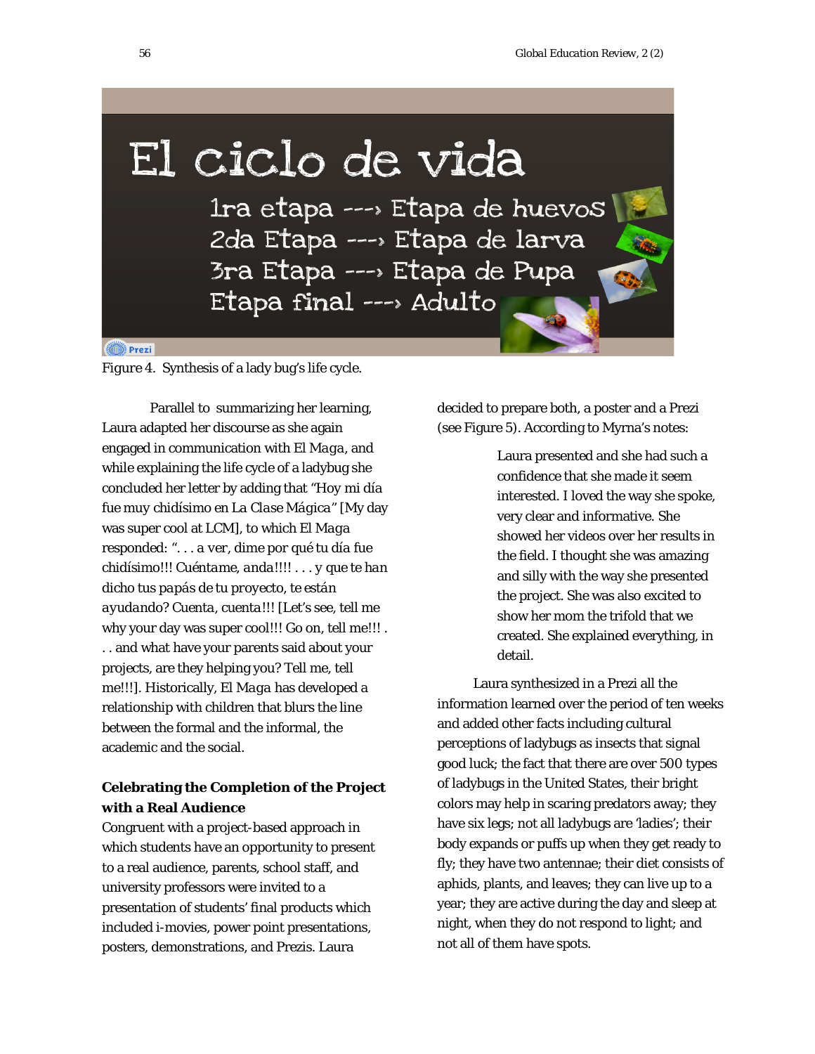El ciclo de vida

1ra etapa ---› Etapa de huevos
2da Etapa ---› Etapa de larva
3ra Etapa ---› Etapa de Pupa
Etapa final ---› Adulto

*Figure 4.* Synthesis of a lady bug's life cycle.

Parallel to summarizing her learning, Laura adapted her discourse as she again engaged in communication with *El Maga*, and while explaining the life cycle of a ladybug she concluded her letter by adding that "Hoy mi día fue muy chidísimo en *La Clase Mágica*" [My day was super cool at LCM], to which El Maga responded: ". . . a ver, dime por qué tu día fue chidísimo!!! *Cuéntame, anda*!!!! . . . y *que te han* dicho tus *papás* de tu *proyecto*, te *están ayudando*? *Cuenta*, *cuenta*!!! [Let's see, tell me why your day was super cool!!! Go on, tell me!!! . . . and what have your parents said about your projects, are they helping you? Tell me, tell me!!!]. Historically, *El Maga* has developed a relationship with children that blurs the line between the formal and the informal, the academic and the social.

### Celebrating the Completion of the Project with a Real Audience

Congruent with a project-based approach in which students have an opportunity to present to a real audience, parents, school staff, and university professors were invited to a presentation of students' final products which included i-movies, power point presentations, posters, demonstrations, and Prezis. Laura decided to prepare both, a poster and a Prezi (see Figure 5). According to Myrna's notes:

> Laura presented and she had such a confidence that she made it seem interested. I loved the way she spoke, very clear and informative. She showed her videos over her results in the field. I thought she was amazing and silly with the way she presented the project. She was also excited to show her mom the trifold that we created. She explained everything, in detail.

Laura synthesized in a Prezi all the information learned over the period of ten weeks and added other facts including cultural perceptions of ladybugs as insects that signal good luck; the fact that there are over 500 types of ladybugs in the United States, their bright colors may help in scaring predators away; they have six legs; not all ladybugs are 'ladies'; their body expands or puffs up when they get ready to fly; they have two antennae; their diet consists of aphids, plants, and leaves; they can live up to a year; they are active during the day and sleep at night, when they do not respond to light; and not all of them have spots.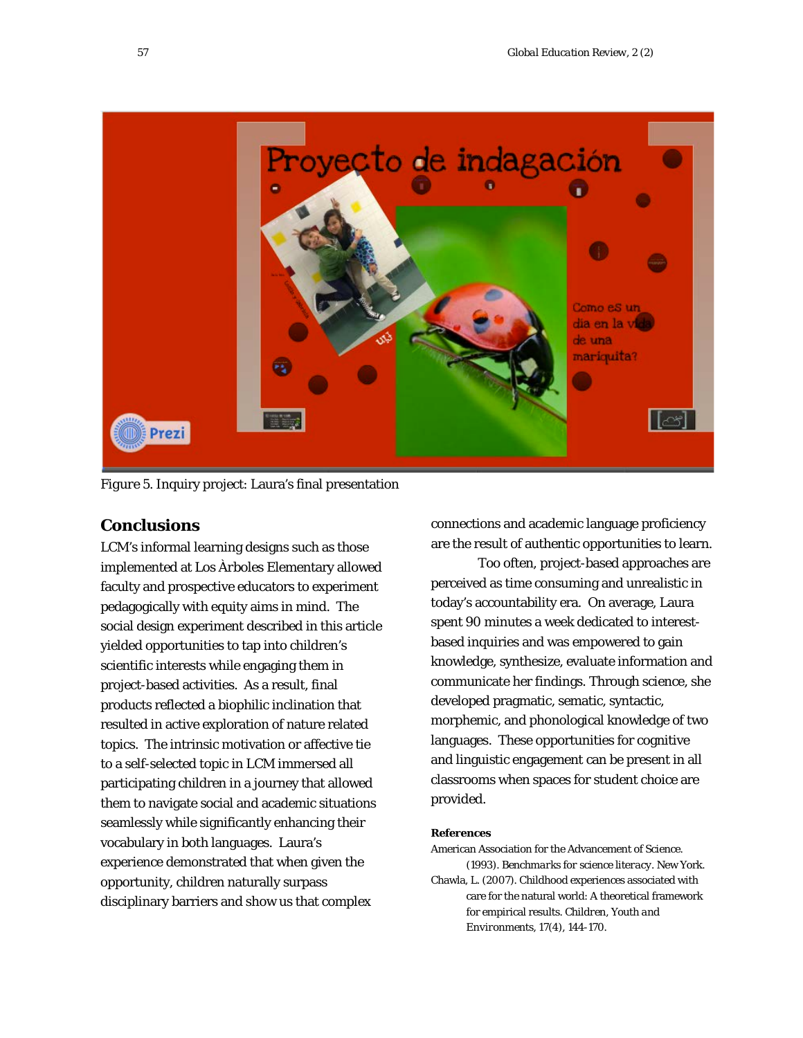Figure 5. Inquiry project: Laura's final presentation

## Conclusions

LCM's informal learning designs such as those implemented at Los Àrboles Elementary allowed faculty and prospective educators to experiment pedagogically with equity aims in mind. The social design experiment described in this article yielded opportunities to tap into children's scientific interests while engaging them in project-based activities. As a result, final products reflected a biophilic inclination that resulted in active exploration of nature related topics. The intrinsic motivation or affective tie to a self-selected topic in LCM immersed all participating children in a journey that allowed them to navigate social and academic situations seamlessly while significantly enhancing their vocabulary in both languages. Laura's experience demonstrated that when given the opportunity, children naturally surpass disciplinary barriers and show us that complex connections and academic language proficiency are the result of authentic opportunities to learn.

Too often, project-based approaches are perceived as time consuming and unrealistic in today's accountability era. On average, Laura spent 90 minutes a week dedicated to interest-based inquiries and was empowered to gain knowledge, synthesize, evaluate information and communicate her findings. Through science, she developed pragmatic, sematic, syntactic, morphemic, and phonological knowledge of two languages. These opportunities for cognitive and linguistic engagement can be present in all classrooms when spaces for student choice are provided.

### References

American Association for the Advancement of Science. (1993). *Benchmarks for science literacy*. New York.

Chawla, L. (2007). Childhood experiences associated with care for the natural world: A theoretical framework for empirical results. *Children, Youth and Environments, 17*(4), 144-170.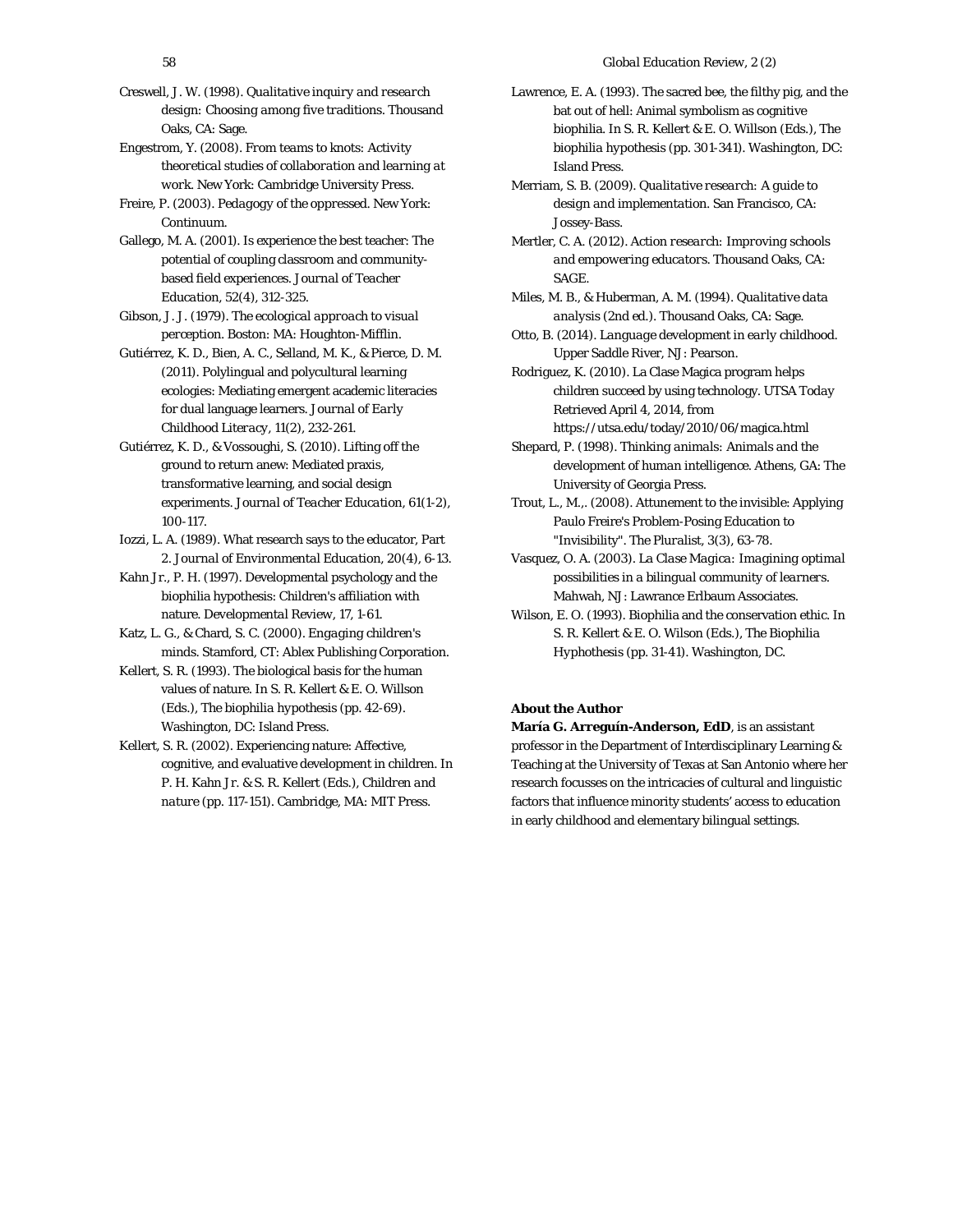Creswell, J. W. (1998). *Qualitative inquiry and research design: Choosing among five traditions*. Thousand Oaks, CA: Sage.

Engestrom, Y. (2008). *From teams to knots: Activity theoretical studies of collaboration and learning at work*. New York: Cambridge University Press.

Freire, P. (2003). *Pedagogy of the oppressed*. New York: Continuum.

Gallego, M. A. (2001). Is experience the best teacher: The potential of coupling classroom and community-based field experiences. *Journal of Teacher Education, 52*(4), 312-325.

Gibson, J. J. (1979). *The ecological approach to visual perception*. Boston: MA: Houghton-Mifflin.

Gutiérrez, K. D., Bien, A. C., Selland, M. K., & Pierce, D. M. (2011). Polylingual and polycultural learning ecologies: Mediating emergent academic literacies for dual language learners. *Journal of Early Childhood Literacy, 11*(2), 232-261.

Gutiérrez, K. D., & Vossoughi, S. (2010). Lifting off the ground to return anew: Mediated praxis, transformative learning, and social design experiments. *Journal of Teacher Education, 61*(1-2), 100-117.

Iozzi, L. A. (1989). What research says to the educator, Part 2. *Journal of Environmental Education, 20*(4), 6-13.

Kahn Jr., P. H. (1997). Developmental psychology and the biophilia hypothesis: Children's affiliation with nature. *Developmental Review, 17*, 1-61.

Katz, L. G., & Chard, S. C. (2000). *Engaging children's minds*. Stamford, CT: Ablex Publishing Corporation.

Kellert, S. R. (1993). The biological basis for the human values of nature. In S. R. Kellert & E. O. Willson (Eds.), *The biophilia hypothesis* (pp. 42-69). Washington, DC: Island Press.

Kellert, S. R. (2002). Experiencing nature: Affective, cognitive, and evaluative development in children. In P. H. Kahn Jr. & S. R. Kellert (Eds.), *Children and nature* (pp. 117-151). Cambridge, MA: MIT Press.

Lawrence, E. A. (1993). The sacred bee, the filthy pig, and the bat out of hell: Animal symbolism as cognitive biophilia. In S. R. Kellert & E. O. Willson (Eds.), *The biophilia hypothesis* (pp. 301-341). Washington, DC: Island Press.

Merriam, S. B. (2009). *Qualitative research: A guide to design and implementation*. San Francisco, CA: Jossey-Bass.

Mertler, C. A. (2012). *Action research: Improving schools and empowering educators*. Thousand Oaks, CA: SAGE.

Miles, M. B., & Huberman, A. M. (1994). *Qualitative data analysis* (2nd ed.). Thousand Oaks, CA: Sage.

Otto, B. (2014). *Language development in early childhood*. Upper Saddle River, NJ: Pearson.

Rodriguez, K. (2010). La Clase Magica program helps children succeed by using technology. *UTSA Today* Retrieved April 4, 2014, from https://utsa.edu/today/2010/06/magica.html

Shepard, P. (1998). *Thinking animals: Animals and the development of human intelligence*. Athens, GA: The University of Georgia Press.

Trout, L., M.,. (2008). Attunement to the invisible: Applying Paulo Freire's Problem-Posing Education to "Invisibility". *The Pluralist, 3*(3), 63-78.

Vasquez, O. A. (2003). *La Clase Magica: Imagining optimal possibilities in a bilingual community of learners*. Mahwah, NJ: Lawrance Erlbaum Associates.

Wilson, E. O. (1993). Biophilia and the conservation ethic. In S. R. Kellert & E. O. Wilson (Eds.), *The Biophilia Hyphothesis* (pp. 31-41). Washington, DC.

**About the Author**

**María G. Arreguín-Anderson, EdD**, is an assistant professor in the Department of Interdisciplinary Learning & Teaching at the University of Texas at San Antonio where her research focusses on the intricacies of cultural and linguistic factors that influence minority students' access to education in early childhood and elementary bilingual settings.